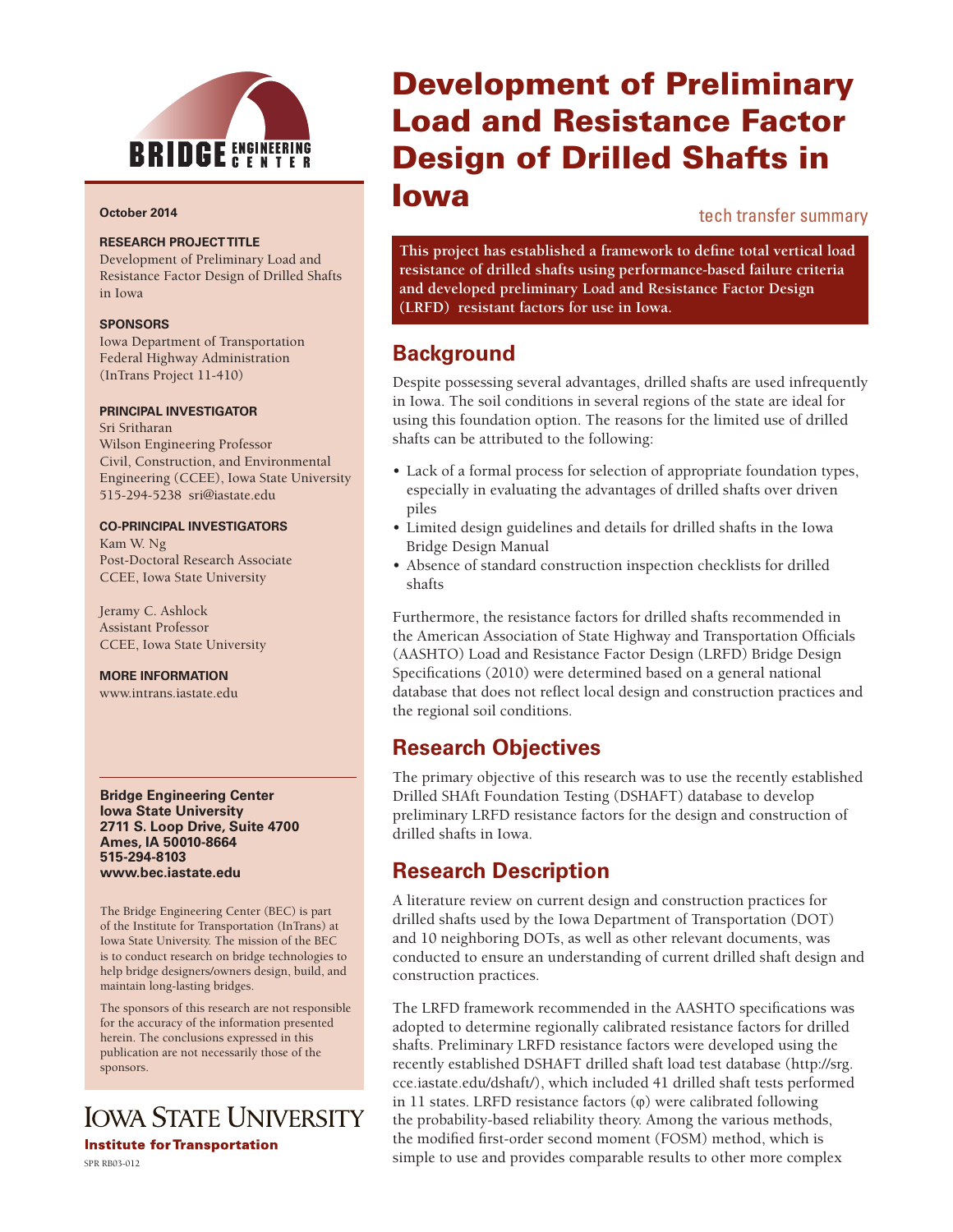# Development of Preliminary Load and Resistance Factor Design of Drilled Shafts in Iowa

tech transfer summary

**This project has established a framework to define total vertical load resistance of drilled shafts using performance-based failure criteria and developed preliminary Load and Resistance Factor Design (LRFD) resistant factors for use in Iowa.**

**October 2014**

**RESEARCH PROJECT TITLE**

Development of Preliminary Load and Resistance Factor Design of Drilled Shafts in Iowa

**SPONSORS**

Iowa Department of Transportation
Federal Highway Administration
(InTrans Project 11-410)

**PRINCIPAL INVESTIGATOR**

Sri Sritharan
Wilson Engineering Professor
Civil, Construction, and Environmental Engineering (CCEE), Iowa State University
515-294-5238 sri@iastate.edu

**CO-PRINCIPAL INVESTIGATORS**

Kam W. Ng
Post-Doctoral Research Associate
CCEE, Iowa State University

Jeramy C. Ashlock
Assistant Professor
CCEE, Iowa State University

**MORE INFORMATION**

www.intrans.iastate.edu

**Bridge Engineering Center**
**Iowa State University**
**2711 S. Loop Drive, Suite 4700**
**Ames, IA 50010-8664**
**515-294-8103**
**www.bec.iastate.edu**

The Bridge Engineering Center (BEC) is part of the Institute for Transportation (InTrans) at Iowa State University. The mission of the BEC is to conduct research on bridge technologies to help bridge designers/owners design, build, and maintain long-lasting bridges.

The sponsors of this research are not responsible for the accuracy of the information presented herein. The conclusions expressed in this publication are not necessarily those of the sponsors.

IOWA STATE UNIVERSITY
**Institute for Transportation**

SPR RB03-012

## Background

Despite possessing several advantages, drilled shafts are used infrequently in Iowa. The soil conditions in several regions of the state are ideal for using this foundation option. The reasons for the limited use of drilled shafts can be attributed to the following:

- Lack of a formal process for selection of appropriate foundation types, especially in evaluating the advantages of drilled shafts over driven piles
- Limited design guidelines and details for drilled shafts in the Iowa Bridge Design Manual
- Absence of standard construction inspection checklists for drilled shafts

Furthermore, the resistance factors for drilled shafts recommended in the American Association of State Highway and Transportation Officials (AASHTO) Load and Resistance Factor Design (LRFD) Bridge Design Specifications (2010) were determined based on a general national database that does not reflect local design and construction practices and the regional soil conditions.

## Research Objectives

The primary objective of this research was to use the recently established Drilled SHAft Foundation Testing (DSHAFT) database to develop preliminary LRFD resistance factors for the design and construction of drilled shafts in Iowa.

## Research Description

A literature review on current design and construction practices for drilled shafts used by the Iowa Department of Transportation (DOT) and 10 neighboring DOTs, as well as other relevant documents, was conducted to ensure an understanding of current drilled shaft design and construction practices.

The LRFD framework recommended in the AASHTO specifications was adopted to determine regionally calibrated resistance factors for drilled shafts. Preliminary LRFD resistance factors were developed using the recently established DSHAFT drilled shaft load test database (http://srg.cce.iastate.edu/dshaft/), which included 41 drilled shaft tests performed in 11 states. LRFD resistance factors (φ) were calibrated following the probability-based reliability theory. Among the various methods, the modified first-order second moment (FOSM) method, which is simple to use and provides comparable results to other more complex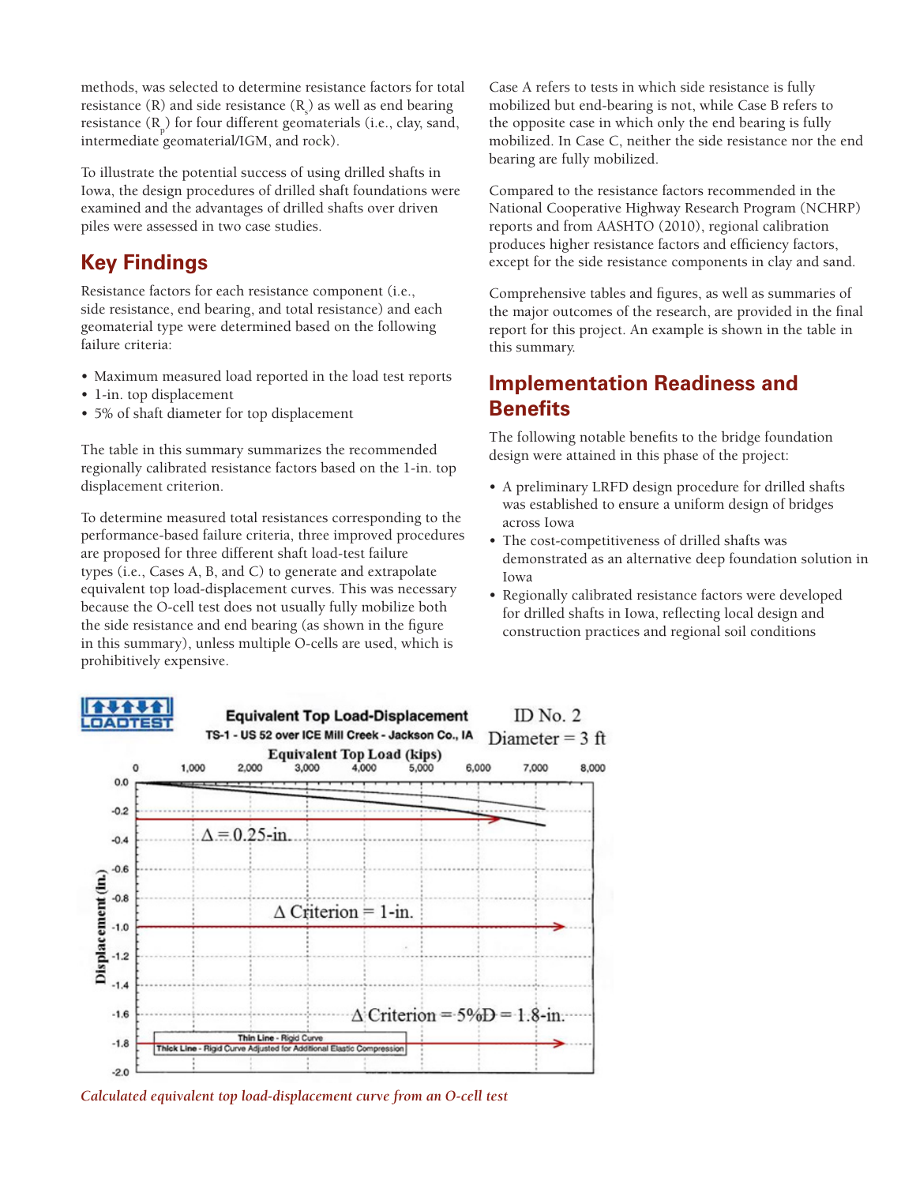methods, was selected to determine resistance factors for total resistance (R) and side resistance ($R_s$) as well as end bearing resistance ($R_p$) for four different geomaterials (i.e., clay, sand, intermediate geomaterial/IGM, and rock).

To illustrate the potential success of using drilled shafts in Iowa, the design procedures of drilled shaft foundations were examined and the advantages of drilled shafts over driven piles were assessed in two case studies.

## Key Findings

Resistance factors for each resistance component (i.e., side resistance, end bearing, and total resistance) and each geomaterial type were determined based on the following failure criteria:

- Maximum measured load reported in the load test reports
- 1-in. top displacement
- 5% of shaft diameter for top displacement

The table in this summary summarizes the recommended regionally calibrated resistance factors based on the 1-in. top displacement criterion.

To determine measured total resistances corresponding to the performance-based failure criteria, three improved procedures are proposed for three different shaft load-test failure types (i.e., Cases A, B, and C) to generate and extrapolate equivalent top load-displacement curves. This was necessary because the O-cell test does not usually fully mobilize both the side resistance and end bearing (as shown in the figure in this summary), unless multiple O-cells are used, which is prohibitively expensive.

Case A refers to tests in which side resistance is fully mobilized but end-bearing is not, while Case B refers to the opposite case in which only the end bearing is fully mobilized. In Case C, neither the side resistance nor the end bearing are fully mobilized.

Compared to the resistance factors recommended in the National Cooperative Highway Research Program (NCHRP) reports and from AASHTO (2010), regional calibration produces higher resistance factors and efficiency factors, except for the side resistance components in clay and sand.

Comprehensive tables and figures, as well as summaries of the major outcomes of the research, are provided in the final report for this project. An example is shown in the table in this summary.

## Implementation Readiness and Benefits

The following notable benefits to the bridge foundation design were attained in this phase of the project:

- A preliminary LRFD design procedure for drilled shafts was established to ensure a uniform design of bridges across Iowa
- The cost-competitiveness of drilled shafts was demonstrated as an alternative deep foundation solution in Iowa
- Regionally calibrated resistance factors were developed for drilled shafts in Iowa, reflecting local design and construction practices and regional soil conditions

*Calculated equivalent top load-displacement curve from an O-cell test*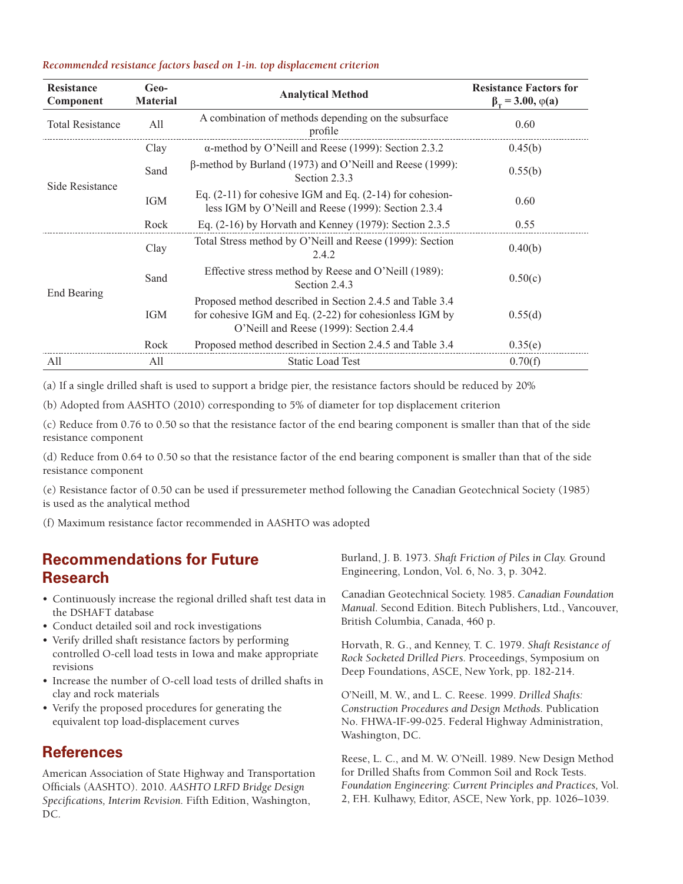*Recommended resistance factors based on 1-in. top displacement criterion*

| Resistance Component | Geo-Material | Analytical Method | Resistance Factors for $\beta_T$ = 3.00, φ(a) |
|---|---|---|---|
| Total Resistance | All | A combination of methods depending on the subsurface profile | 0.60 |
| Side Resistance | Clay | α-method by O'Neill and Reese (1999): Section 2.3.2 | 0.45(b) |
| | Sand | β-method by Burland (1973) and O'Neill and Reese (1999): Section 2.3.3 | 0.55(b) |
| | IGM | Eq. (2-11) for cohesive IGM and Eq. (2-14) for cohesionless IGM by O'Neill and Reese (1999): Section 2.3.4 | 0.60 |
| | Rock | Eq. (2-16) by Horvath and Kenney (1979): Section 2.3.5 | 0.55 |
| End Bearing | Clay | Total Stress method by O'Neill and Reese (1999): Section 2.4.2 | 0.40(b) |
| | Sand | Effective stress method by Reese and O'Neill (1989): Section 2.4.3 | 0.50(c) |
| | IGM | Proposed method described in Section 2.4.5 and Table 3.4 for cohesive IGM and Eq. (2-22) for cohesionless IGM by O'Neill and Reese (1999): Section 2.4.4 | 0.55(d) |
| | Rock | Proposed method described in Section 2.4.5 and Table 3.4 | 0.35(e) |
| All | All | Static Load Test | 0.70(f) |

(a) If a single drilled shaft is used to support a bridge pier, the resistance factors should be reduced by 20%

(b) Adopted from AASHTO (2010) corresponding to 5% of diameter for top displacement criterion

(c) Reduce from 0.76 to 0.50 so that the resistance factor of the end bearing component is smaller than that of the side resistance component

(d) Reduce from 0.64 to 0.50 so that the resistance factor of the end bearing component is smaller than that of the side resistance component

(e) Resistance factor of 0.50 can be used if pressuremeter method following the Canadian Geotechnical Society (1985) is used as the analytical method

(f) Maximum resistance factor recommended in AASHTO was adopted

## Recommendations for Future Research

- Continuously increase the regional drilled shaft test data in the DSHAFT database
- Conduct detailed soil and rock investigations
- Verify drilled shaft resistance factors by performing controlled O-cell load tests in Iowa and make appropriate revisions
- Increase the number of O-cell load tests of drilled shafts in clay and rock materials
- Verify the proposed procedures for generating the equivalent top load-displacement curves

## References

American Association of State Highway and Transportation Officials (AASHTO). 2010. *AASHTO LRFD Bridge Design Specifications, Interim Revision.* Fifth Edition, Washington, DC.

Burland, J. B. 1973. *Shaft Friction of Piles in Clay.* Ground Engineering, London, Vol. 6, No. 3, p. 3042.

Canadian Geotechnical Society. 1985. *Canadian Foundation Manual.* Second Edition. Bitech Publishers, Ltd., Vancouver, British Columbia, Canada, 460 p.

Horvath, R. G., and Kenney, T. C. 1979. *Shaft Resistance of Rock Socketed Drilled Piers.* Proceedings, Symposium on Deep Foundations, ASCE, New York, pp. 182-214.

O'Neill, M. W., and L. C. Reese. 1999. *Drilled Shafts: Construction Procedures and Design Methods.* Publication No. FHWA-IF-99-025. Federal Highway Administration, Washington, DC.

Reese, L. C., and M. W. O'Neill. 1989. New Design Method for Drilled Shafts from Common Soil and Rock Tests. *Foundation Engineering: Current Principles and Practices,* Vol. 2, F.H. Kulhawy, Editor, ASCE, New York, pp. 1026–1039.